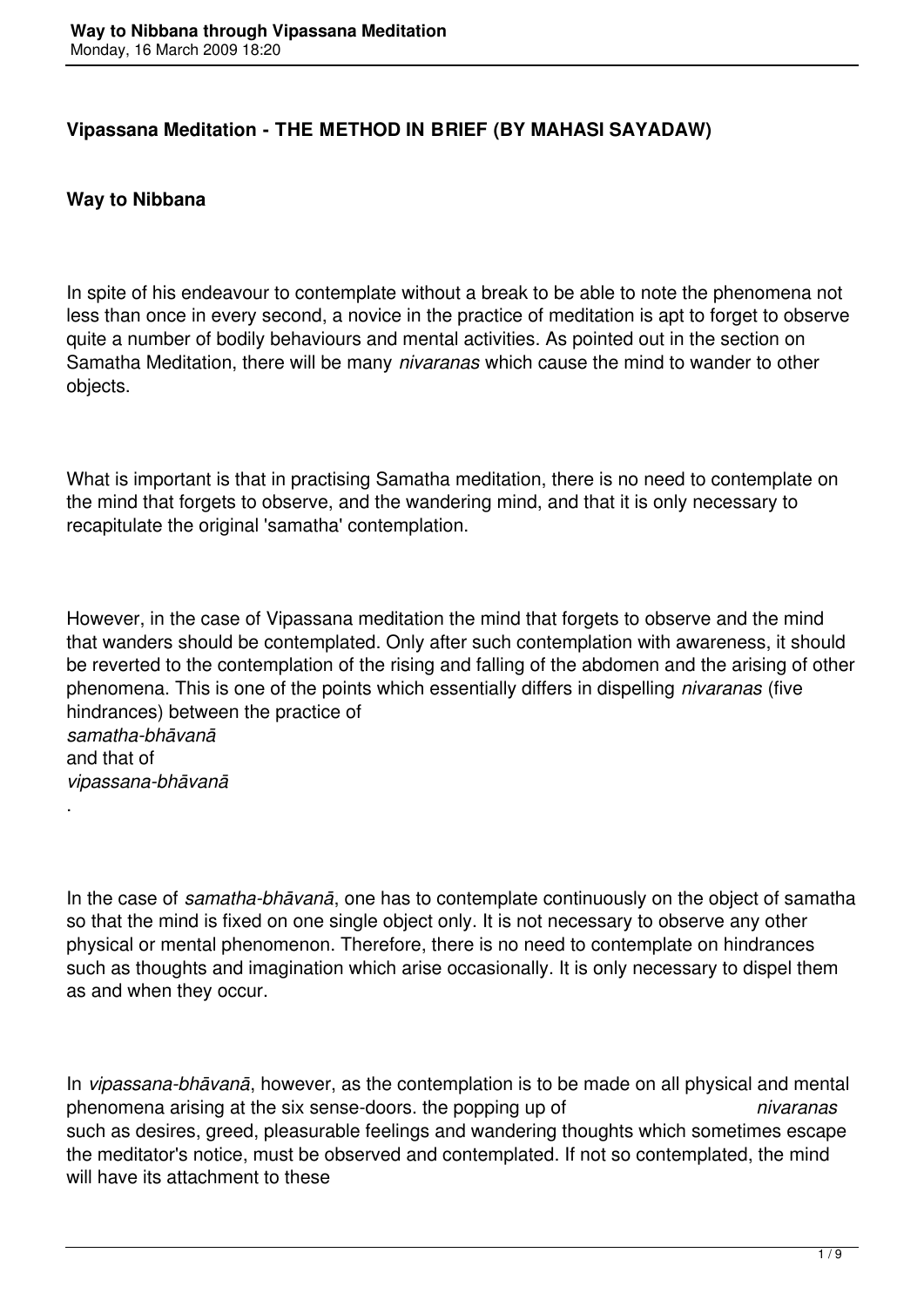**Vipassana Meditation - THE METHOD IN BRIEF (BY MAHASI SAYADAW)**

**Way to Nibbana**

In spite of his endeavour to contemplate without a break to be able to note the phenomena not less than once in every second, a novice in the practice of meditation is apt to forget to observe quite a number of bodily behaviours and mental activities. As pointed out in the section on Samatha Meditation, there will be many *nivaranas* which cause the mind to wander to other objects.

What is important is that in practising Samatha meditation, there is no need to contemplate on the mind that forgets to observe, and the wandering mind, and that it is only necessary to recapitulate the original 'samatha' contemplation.

However, in the case of Vipassana meditation the mind that forgets to observe and the mind that wanders should be contemplated. Only after such contemplation with awareness, it should be reverted to the contemplation of the rising and falling of the abdomen and the arising of other phenomena. This is one of the points which essentially differs in dispelling *nivaranas* (five hindrances) between the practice of *samatha-bhāvanā* and that of *vipassana-bhāvanā*.

In the case of *samatha-bhāvanā*, one has to contemplate continuously on the object of samatha so that the mind is fixed on one single object only. It is not necessary to observe any other physical or mental phenomenon. Therefore, there is no need to contemplate on hindrances such as thoughts and imagination which arise occasionally. It is only necessary to dispel them as and when they occur.

In *vipassana-bhāvanā*, however, as the contemplation is to be made on all physical and mental phenomena arising at the six sense-doors. the popping up of *nivaranas* such as desires, greed, pleasurable feelings and wandering thoughts which sometimes escape the meditator's notice, must be observed and contemplated. If not so contemplated, the mind will have its attachment to these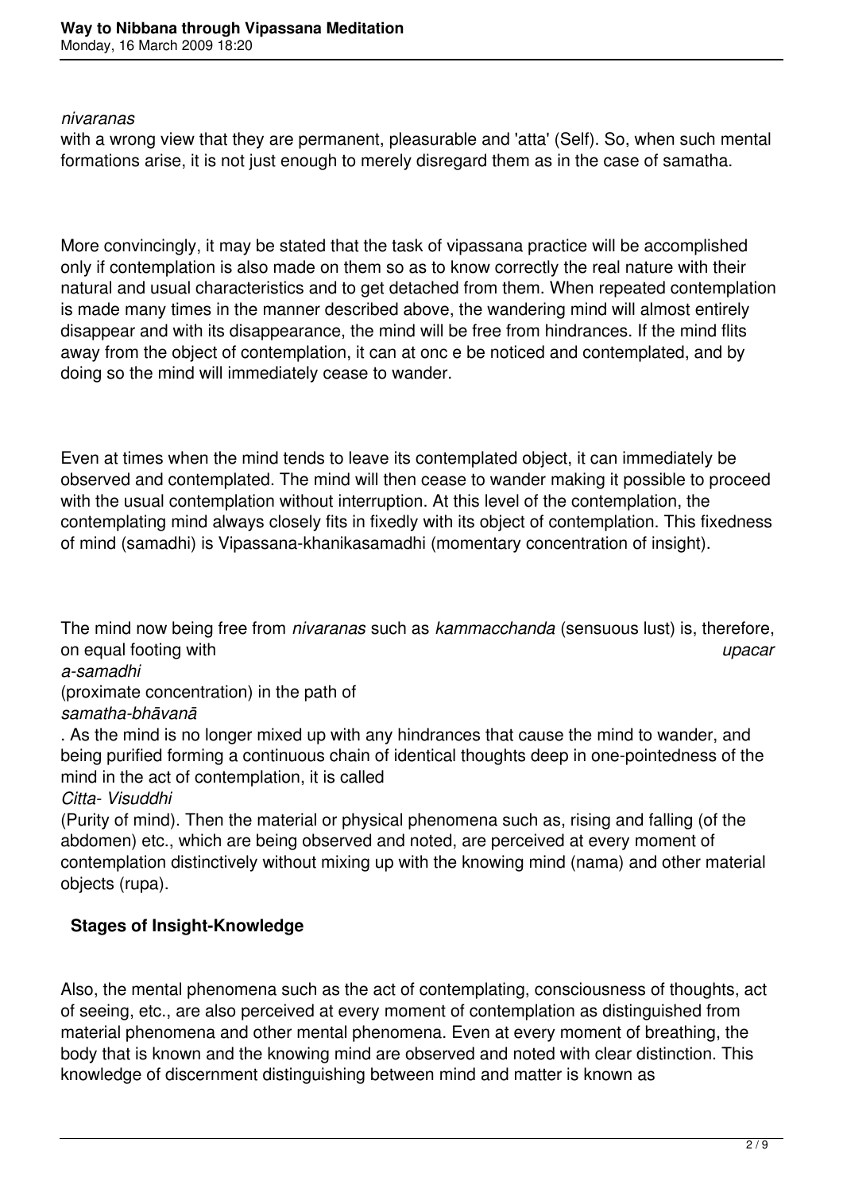*nivaranas* with a wrong view that they are permanent, pleasurable and 'atta' (Self). So, when such mental formations arise, it is not just enough to merely disregard them as in the case of samatha.

More convincingly, it may be stated that the task of vipassana practice will be accomplished only if contemplation is also made on them so as to know correctly the real nature with their natural and usual characteristics and to get detached from them. When repeated contemplation is made many times in the manner described above, the wandering mind will almost entirely disappear and with its disappearance, the mind will be free from hindrances. If the mind flits away from the object of contemplation, it can at onc e be noticed and contemplated, and by doing so the mind will immediately cease to wander.

Even at times when the mind tends to leave its contemplated object, it can immediately be observed and contemplated. The mind will then cease to wander making it possible to proceed with the usual contemplation without interruption. At this level of the contemplation, the contemplating mind always closely fits in fixedly with its object of contemplation. This fixedness of mind (samadhi) is Vipassana-khanikasamadhi (momentary concentration of insight).

The mind now being free from *nivaranas* such as *kammacchanda* (sensuous lust) is, therefore, on equal footing with *upacara-samadhi* (proximate concentration) in the path of *samatha-bhāvanā*. As the mind is no longer mixed up with any hindrances that cause the mind to wander, and being purified forming a continuous chain of identical thoughts deep in one-pointedness of the mind in the act of contemplation, it is called *Citta- Visuddhi* (Purity of mind). Then the material or physical phenomena such as, rising and falling (of the abdomen) etc., which are being observed and noted, are perceived at every moment of contemplation distinctively without mixing up with the knowing mind (nama) and other material objects (rupa).

## Stages of Insight-Knowledge

Also, the mental phenomena such as the act of contemplating, consciousness of thoughts, act of seeing, etc., are also perceived at every moment of contemplation as distinguished from material phenomena and other mental phenomena. Even at every moment of breathing, the body that is known and the knowing mind are observed and noted with clear distinction. This knowledge of discernment distinguishing between mind and matter is known as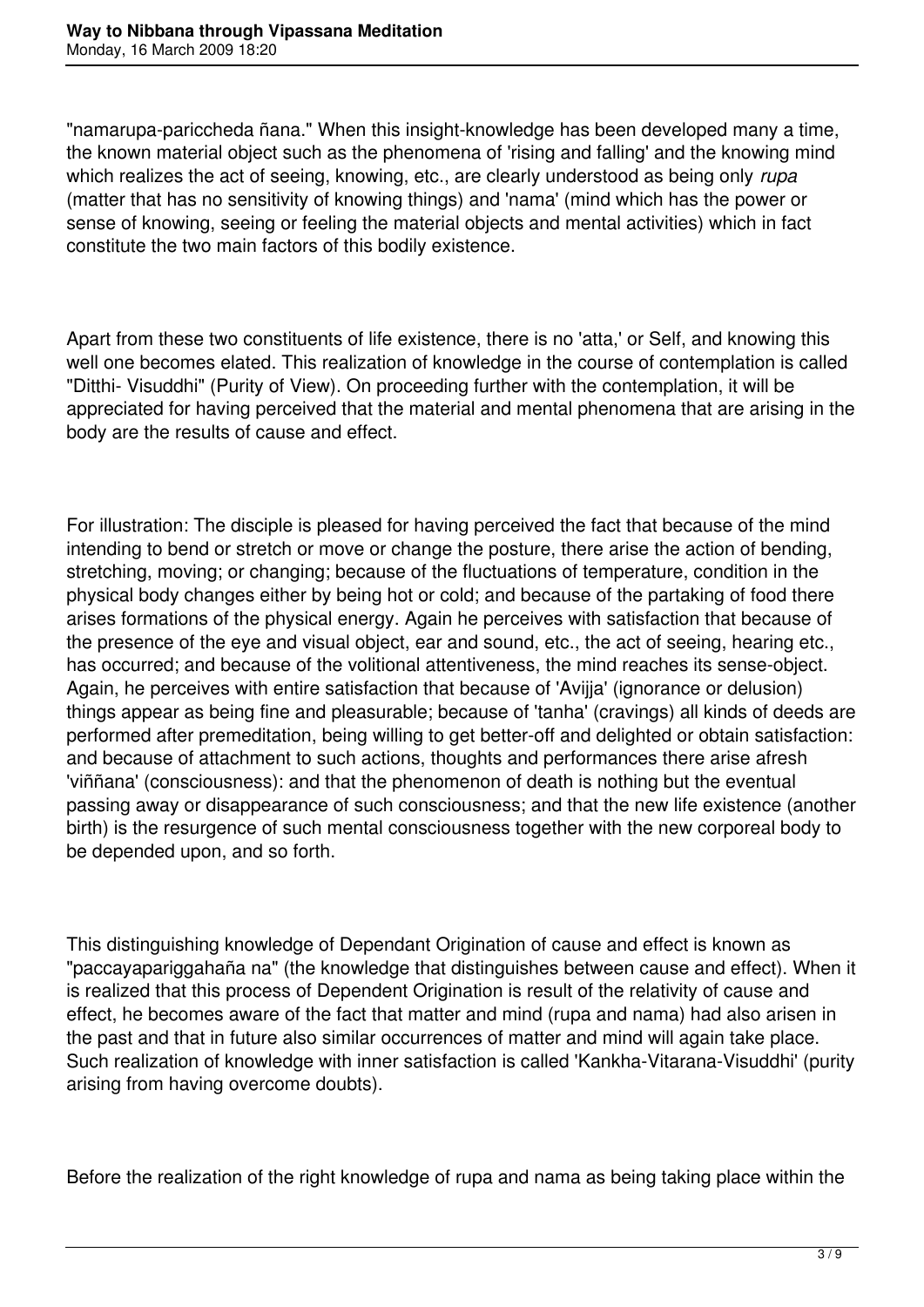"namarupa-pariccheda ñana." When this insight-knowledge has been developed many a time, the known material object such as the phenomena of 'rising and falling' and the knowing mind which realizes the act of seeing, knowing, etc., are clearly understood as being only *rupa* (matter that has no sensitivity of knowing things) and 'nama' (mind which has the power or sense of knowing, seeing or feeling the material objects and mental activities) which in fact constitute the two main factors of this bodily existence.

Apart from these two constituents of life existence, there is no 'atta,' or Self, and knowing this well one becomes elated. This realization of knowledge in the course of contemplation is called "Ditthi- Visuddhi" (Purity of View). On proceeding further with the contemplation, it will be appreciated for having perceived that the material and mental phenomena that are arising in the body are the results of cause and effect.

For illustration: The disciple is pleased for having perceived the fact that because of the mind intending to bend or stretch or move or change the posture, there arise the action of bending, stretching, moving; or changing; because of the fluctuations of temperature, condition in the physical body changes either by being hot or cold; and because of the partaking of food there arises formations of the physical energy. Again he perceives with satisfaction that because of the presence of the eye and visual object, ear and sound, etc., the act of seeing, hearing etc., has occurred; and because of the volitional attentiveness, the mind reaches its sense-object. Again, he perceives with entire satisfaction that because of 'Avijja' (ignorance or delusion) things appear as being fine and pleasurable; because of 'tanha' (cravings) all kinds of deeds are performed after premeditation, being willing to get better-off and delighted or obtain satisfaction: and because of attachment to such actions, thoughts and performances there arise afresh 'viññana' (consciousness): and that the phenomenon of death is nothing but the eventual passing away or disappearance of such consciousness; and that the new life existence (another birth) is the resurgence of such mental consciousness together with the new corporeal body to be depended upon, and so forth.

This distinguishing knowledge of Dependant Origination of cause and effect is known as "paccayapariggahaña na" (the knowledge that distinguishes between cause and effect). When it is realized that this process of Dependent Origination is result of the relativity of cause and effect, he becomes aware of the fact that matter and mind (rupa and nama) had also arisen in the past and that in future also similar occurrences of matter and mind will again take place. Such realization of knowledge with inner satisfaction is called 'Kankha-Vitarana-Visuddhi' (purity arising from having overcome doubts).

Before the realization of the right knowledge of rupa and nama as being taking place within the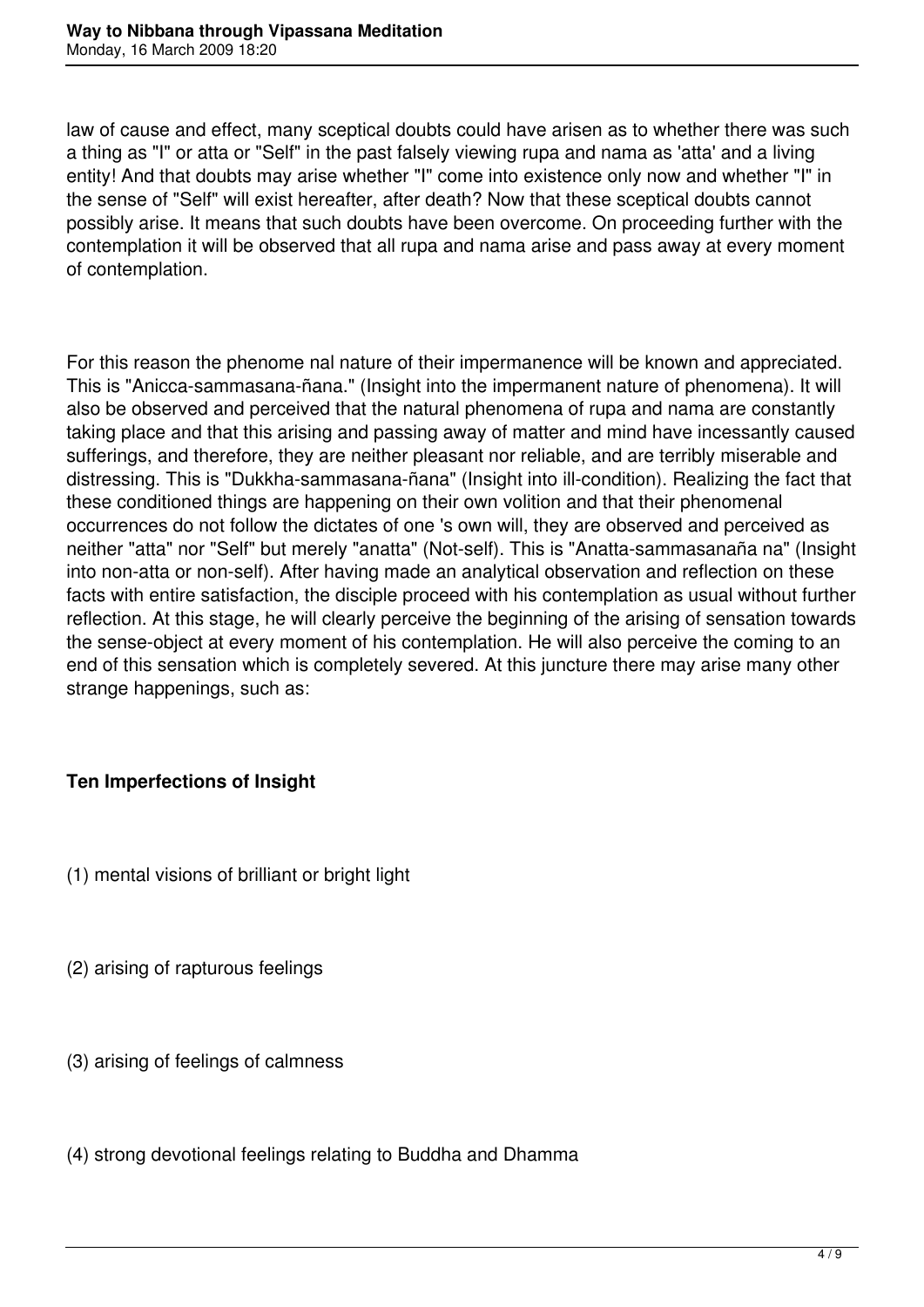law of cause and effect, many sceptical doubts could have arisen as to whether there was such a thing as "I" or atta or "Self" in the past falsely viewing rupa and nama as 'atta' and a living entity! And that doubts may arise whether "I" come into existence only now and whether "I" in the sense of "Self" will exist hereafter, after death? Now that these sceptical doubts cannot possibly arise. It means that such doubts have been overcome. On proceeding further with the contemplation it will be observed that all rupa and nama arise and pass away at every moment of contemplation.

For this reason the phenome nal nature of their impermanence will be known and appreciated. This is "Anicca-sammasana-ñana." (Insight into the impermanent nature of phenomena). It will also be observed and perceived that the natural phenomena of rupa and nama are constantly taking place and that this arising and passing away of matter and mind have incessantly caused sufferings, and therefore, they are neither pleasant nor reliable, and are terribly miserable and distressing. This is "Dukkha-sammasana-ñana" (Insight into ill-condition). Realizing the fact that these conditioned things are happening on their own volition and that their phenomenal occurrences do not follow the dictates of one 's own will, they are observed and perceived as neither "atta" nor "Self" but merely "anatta" (Not-self). This is "Anatta-sammasanaña na" (Insight into non-atta or non-self). After having made an analytical observation and reflection on these facts with entire satisfaction, the disciple proceed with his contemplation as usual without further reflection. At this stage, he will clearly perceive the beginning of the arising of sensation towards the sense-object at every moment of his contemplation. He will also perceive the coming to an end of this sensation which is completely severed. At this juncture there may arise many other strange happenings, such as:

**Ten Imperfections of Insight**

(1) mental visions of brilliant or bright light

(2) arising of rapturous feelings

(3) arising of feelings of calmness

(4) strong devotional feelings relating to Buddha and Dhamma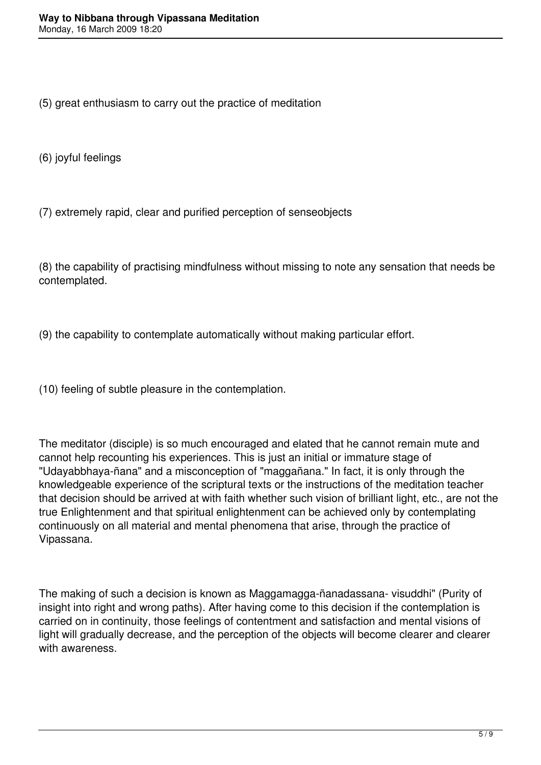(5) great enthusiasm to carry out the practice of meditation

(6) joyful feelings

(7) extremely rapid, clear and purified perception of senseobjects

(8) the capability of practising mindfulness without missing to note any sensation that needs be contemplated.

(9) the capability to contemplate automatically without making particular effort.

(10) feeling of subtle pleasure in the contemplation.

The meditator (disciple) is so much encouraged and elated that he cannot remain mute and cannot help recounting his experiences. This is just an initial or immature stage of "Udayabbhaya-ñana" and a misconception of "maggañana." In fact, it is only through the knowledgeable experience of the scriptural texts or the instructions of the meditation teacher that decision should be arrived at with faith whether such vision of brilliant light, etc., are not the true Enlightenment and that spiritual enlightenment can be achieved only by contemplating continuously on all material and mental phenomena that arise, through the practice of Vipassana.

The making of such a decision is known as Maggamagga-ñanadassana- visuddhi" (Purity of insight into right and wrong paths). After having come to this decision if the contemplation is carried on in continuity, those feelings of contentment and satisfaction and mental visions of light will gradually decrease, and the perception of the objects will become clearer and clearer with awareness.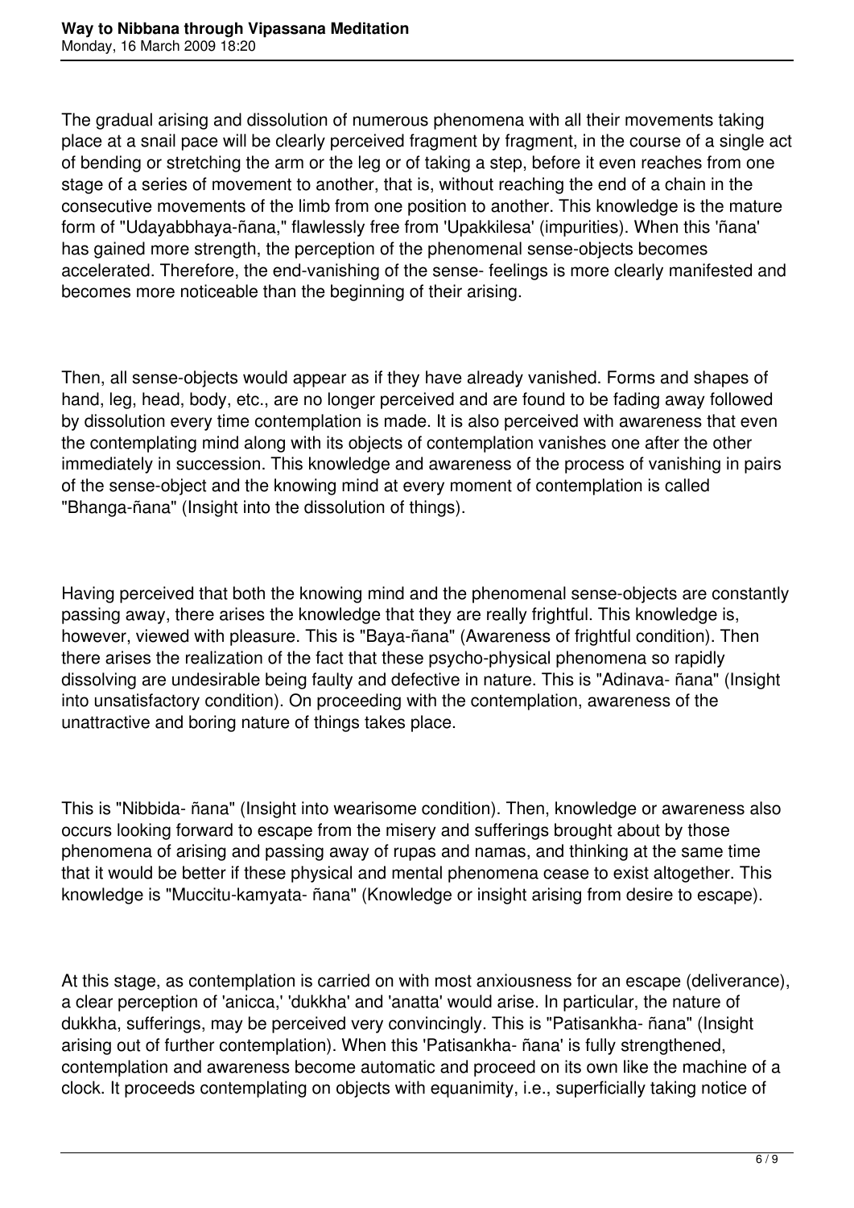The gradual arising and dissolution of numerous phenomena with all their movements taking place at a snail pace will be clearly perceived fragment by fragment, in the course of a single act of bending or stretching the arm or the leg or of taking a step, before it even reaches from one stage of a series of movement to another, that is, without reaching the end of a chain in the consecutive movements of the limb from one position to another. This knowledge is the mature form of "Udayabbhaya-ñana," flawlessly free from 'Upakkilesa' (impurities). When this 'ñana' has gained more strength, the perception of the phenomenal sense-objects becomes accelerated. Therefore, the end-vanishing of the sense- feelings is more clearly manifested and becomes more noticeable than the beginning of their arising.

Then, all sense-objects would appear as if they have already vanished. Forms and shapes of hand, leg, head, body, etc., are no longer perceived and are found to be fading away followed by dissolution every time contemplation is made. It is also perceived with awareness that even the contemplating mind along with its objects of contemplation vanishes one after the other immediately in succession. This knowledge and awareness of the process of vanishing in pairs of the sense-object and the knowing mind at every moment of contemplation is called "Bhanga-ñana" (Insight into the dissolution of things).

Having perceived that both the knowing mind and the phenomenal sense-objects are constantly passing away, there arises the knowledge that they are really frightful. This knowledge is, however, viewed with pleasure. This is "Baya-ñana" (Awareness of frightful condition). Then there arises the realization of the fact that these psycho-physical phenomena so rapidly dissolving are undesirable being faulty and defective in nature. This is "Adinava- ñana" (Insight into unsatisfactory condition). On proceeding with the contemplation, awareness of the unattractive and boring nature of things takes place.

This is "Nibbida- ñana" (Insight into wearisome condition). Then, knowledge or awareness also occurs looking forward to escape from the misery and sufferings brought about by those phenomena of arising and passing away of rupas and namas, and thinking at the same time that it would be better if these physical and mental phenomena cease to exist altogether. This knowledge is "Muccitu-kamyata- ñana" (Knowledge or insight arising from desire to escape).

At this stage, as contemplation is carried on with most anxiousness for an escape (deliverance), a clear perception of 'anicca,' 'dukkha' and 'anatta' would arise. In particular, the nature of dukkha, sufferings, may be perceived very convincingly. This is "Patisankha- ñana" (Insight arising out of further contemplation). When this 'Patisankha- ñana' is fully strengthened, contemplation and awareness become automatic and proceed on its own like the machine of a clock. It proceeds contemplating on objects with equanimity, i.e., superficially taking notice of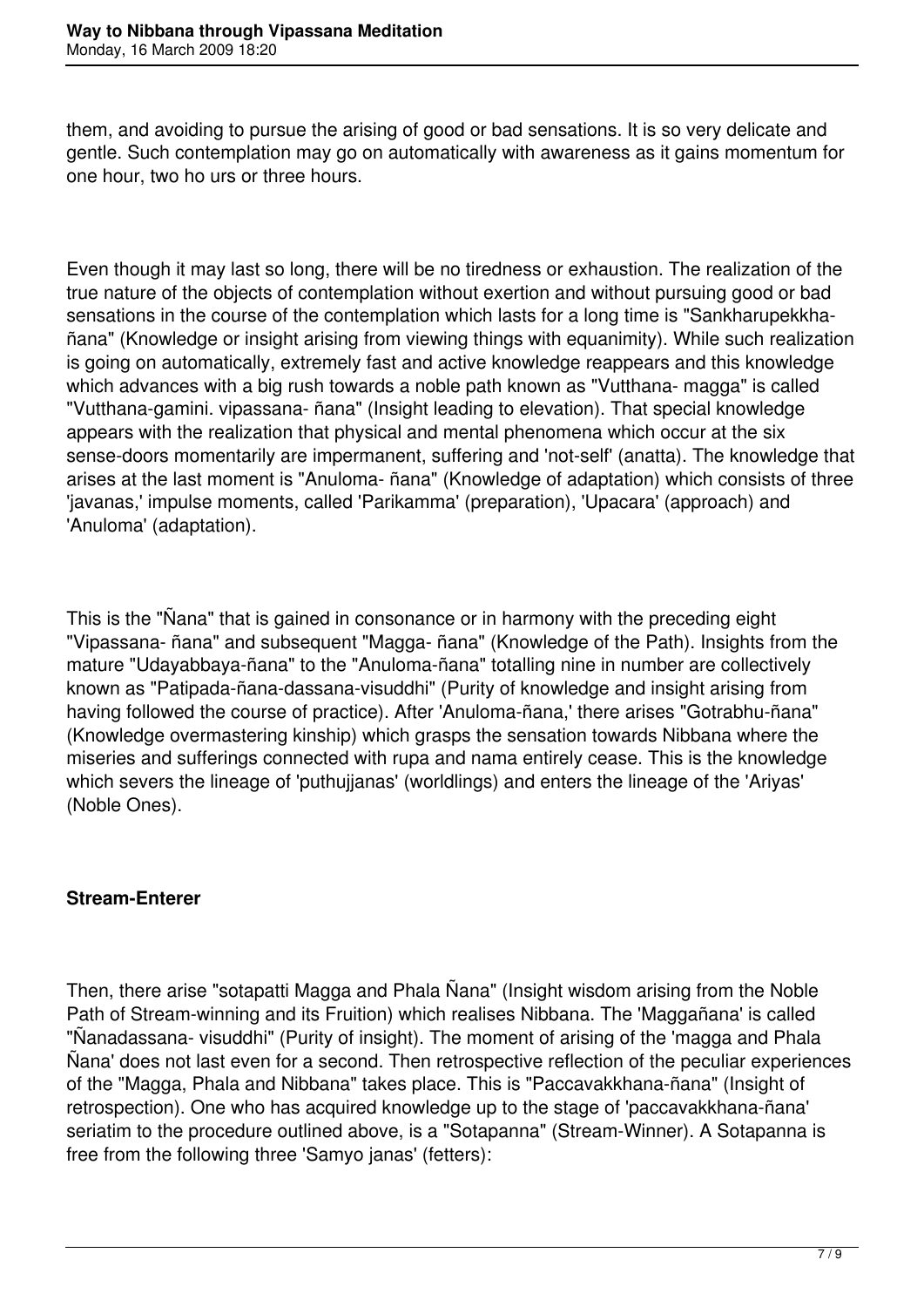them, and avoiding to pursue the arising of good or bad sensations. It is so very delicate and gentle. Such contemplation may go on automatically with awareness as it gains momentum for one hour, two ho urs or three hours.

Even though it may last so long, there will be no tiredness or exhaustion. The realization of the true nature of the objects of contemplation without exertion and without pursuing good or bad sensations in the course of the contemplation which lasts for a long time is "Sankharupekkha-ñana" (Knowledge or insight arising from viewing things with equanimity). While such realization is going on automatically, extremely fast and active knowledge reappears and this knowledge which advances with a big rush towards a noble path known as "Vutthana- magga" is called "Vutthana-gamini. vipassana- ñana" (Insight leading to elevation). That special knowledge appears with the realization that physical and mental phenomena which occur at the six sense-doors momentarily are impermanent, suffering and 'not-self' (anatta). The knowledge that arises at the last moment is "Anuloma- ñana" (Knowledge of adaptation) which consists of three 'javanas,' impulse moments, called 'Parikamma' (preparation), 'Upacara' (approach) and 'Anuloma' (adaptation).

This is the "Ñana" that is gained in consonance or in harmony with the preceding eight "Vipassana- ñana" and subsequent "Magga- ñana" (Knowledge of the Path). Insights from the mature "Udayabbaya-ñana" to the "Anuloma-ñana" totalling nine in number are collectively known as "Patipada-ñana-dassana-visuddhi" (Purity of knowledge and insight arising from having followed the course of practice). After 'Anuloma-ñana,' there arises "Gotrabhu-ñana" (Knowledge overmastering kinship) which grasps the sensation towards Nibbana where the miseries and sufferings connected with rupa and nama entirely cease. This is the knowledge which severs the lineage of 'puthujjanas' (worldlings) and enters the lineage of the 'Ariyas' (Noble Ones).

**Stream-Enterer**

Then, there arise "sotapatti Magga and Phala Ñana" (Insight wisdom arising from the Noble Path of Stream-winning and its Fruition) which realises Nibbana. The 'Maggañana' is called "Ñanadassana- visuddhi" (Purity of insight). The moment of arising of the 'magga and Phala Ñana' does not last even for a second. Then retrospective reflection of the peculiar experiences of the "Magga, Phala and Nibbana" takes place. This is "Paccavakkhana-ñana" (Insight of retrospection). One who has acquired knowledge up to the stage of 'paccavakkhana-ñana' seriatim to the procedure outlined above, is a "Sotapanna" (Stream-Winner). A Sotapanna is free from the following three 'Samyo janas' (fetters):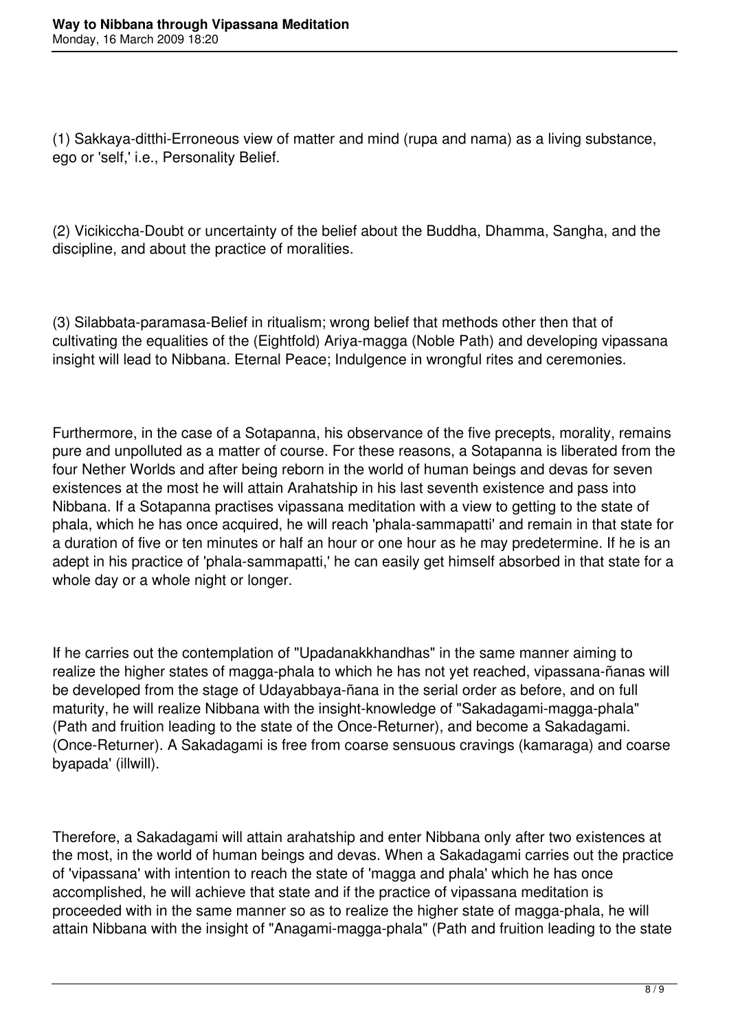(1) Sakkaya-ditthi-Erroneous view of matter and mind (rupa and nama) as a living substance, ego or 'self,' i.e., Personality Belief.

(2) Vicikiccha-Doubt or uncertainty of the belief about the Buddha, Dhamma, Sangha, and the discipline, and about the practice of moralities.

(3) Silabbata-paramasa-Belief in ritualism; wrong belief that methods other then that of cultivating the equalities of the (Eightfold) Ariya-magga (Noble Path) and developing vipassana insight will lead to Nibbana. Eternal Peace; Indulgence in wrongful rites and ceremonies.

Furthermore, in the case of a Sotapanna, his observance of the five precepts, morality, remains pure and unpolluted as a matter of course. For these reasons, a Sotapanna is liberated from the four Nether Worlds and after being reborn in the world of human beings and devas for seven existences at the most he will attain Arahatship in his last seventh existence and pass into Nibbana. If a Sotapanna practises vipassana meditation with a view to getting to the state of phala, which he has once acquired, he will reach 'phala-sammapatti' and remain in that state for a duration of five or ten minutes or half an hour or one hour as he may predetermine. If he is an adept in his practice of 'phala-sammapatti,' he can easily get himself absorbed in that state for a whole day or a whole night or longer.

If he carries out the contemplation of "Upadanakkhandhas" in the same manner aiming to realize the higher states of magga-phala to which he has not yet reached, vipassana-ñanas will be developed from the stage of Udayabbaya-ñana in the serial order as before, and on full maturity, he will realize Nibbana with the insight-knowledge of "Sakadagami-magga-phala" (Path and fruition leading to the state of the Once-Returner), and become a Sakadagami. (Once-Returner). A Sakadagami is free from coarse sensuous cravings (kamaraga) and coarse byapada' (illwill).

Therefore, a Sakadagami will attain arahatship and enter Nibbana only after two existences at the most, in the world of human beings and devas. When a Sakadagami carries out the practice of 'vipassana' with intention to reach the state of 'magga and phala' which he has once accomplished, he will achieve that state and if the practice of vipassana meditation is proceeded with in the same manner so as to realize the higher state of magga-phala, he will attain Nibbana with the insight of "Anagami-magga-phala" (Path and fruition leading to the state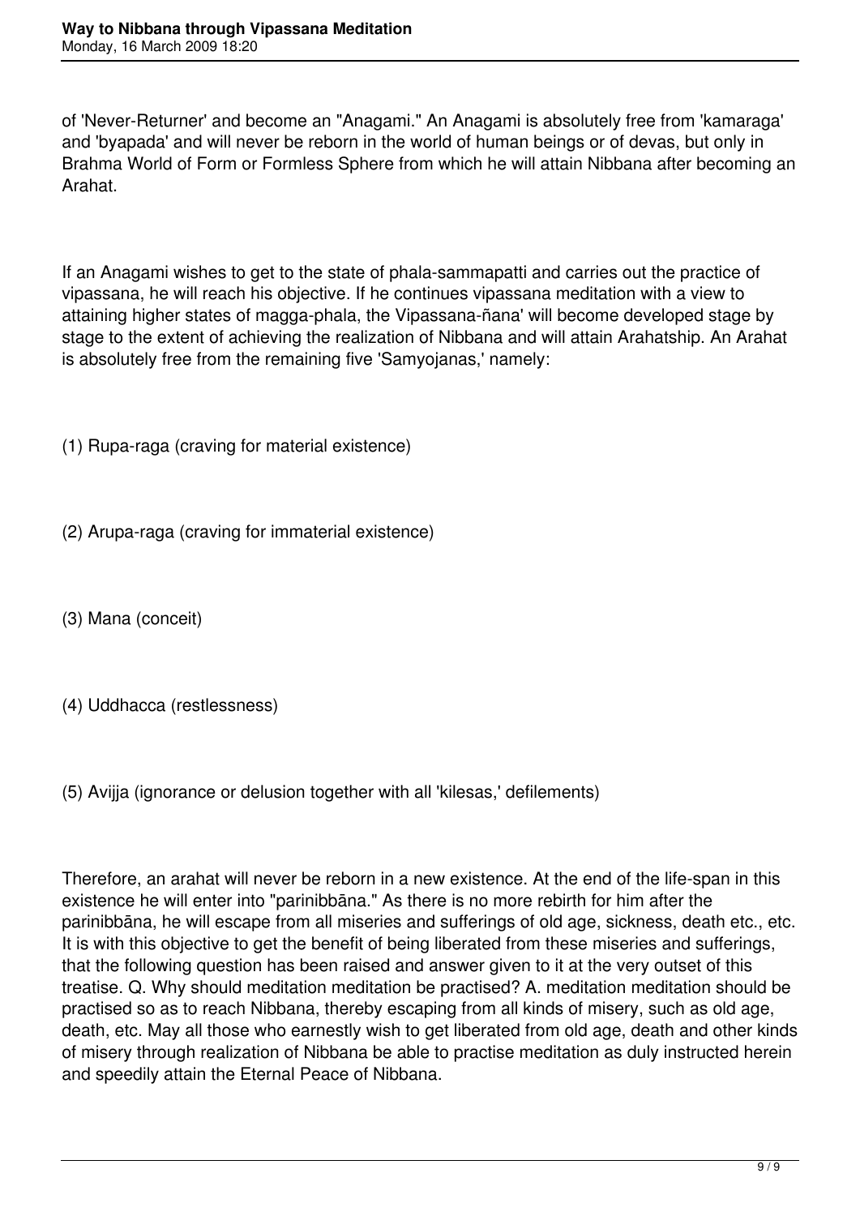of 'Never-Returner' and become an "Anagami." An Anagami is absolutely free from 'kamaraga' and 'byapada' and will never be reborn in the world of human beings or of devas, but only in Brahma World of Form or Formless Sphere from which he will attain Nibbana after becoming an Arahat.

If an Anagami wishes to get to the state of phala-sammapatti and carries out the practice of vipassana, he will reach his objective. If he continues vipassana meditation with a view to attaining higher states of magga-phala, the Vipassana-ñana' will become developed stage by stage to the extent of achieving the realization of Nibbana and will attain Arahatship. An Arahat is absolutely free from the remaining five 'Samyojanas,' namely:

(1) Rupa-raga (craving for material existence)

(2) Arupa-raga (craving for immaterial existence)

(3) Mana (conceit)

(4) Uddhacca (restlessness)

(5) Avijja (ignorance or delusion together with all 'kilesas,' defilements)

Therefore, an arahat will never be reborn in a new existence. At the end of the life-span in this existence he will enter into "parinibbāna." As there is no more rebirth for him after the parinibbāna, he will escape from all miseries and sufferings of old age, sickness, death etc., etc. It is with this objective to get the benefit of being liberated from these miseries and sufferings, that the following question has been raised and answer given to it at the very outset of this treatise. Q. Why should meditation meditation be practised? A. meditation meditation should be practised so as to reach Nibbana, thereby escaping from all kinds of misery, such as old age, death, etc. May all those who earnestly wish to get liberated from old age, death and other kinds of misery through realization of Nibbana be able to practise meditation as duly instructed herein and speedily attain the Eternal Peace of Nibbana.